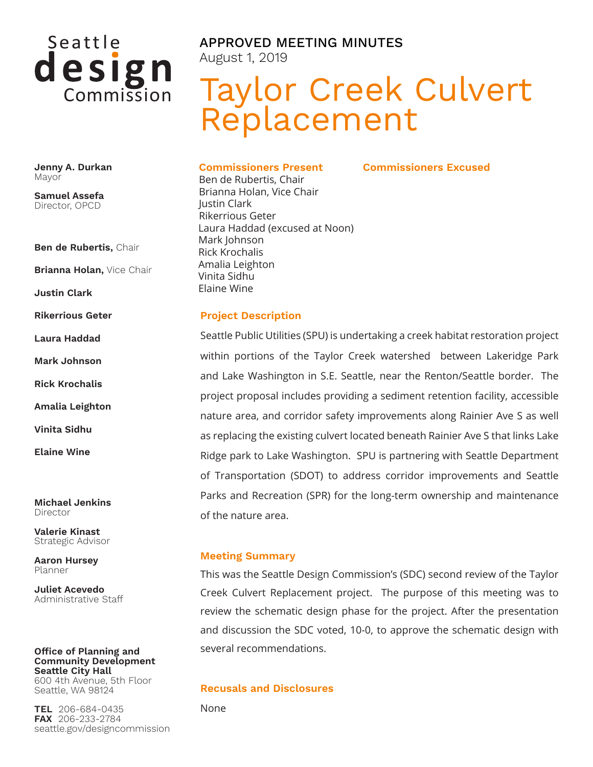Seattle **design** Commission

**Jenny A. Durkan**
Mayor

**Samuel Assefa**
Director, OPCD

**Ben de Rubertis,** Chair

**Brianna Holan,** Vice Chair

**Justin Clark**

**Rikerrious Geter**

**Laura Haddad**

**Mark Johnson**

**Rick Krochalis**

**Amalia Leighton**

**Vinita Sidhu**

**Elaine Wine**

**Michael Jenkins**
Director

**Valerie Kinast**
Strategic Advisor

**Aaron Hursey**
Planner

**Juliet Acevedo**
Administrative Staff

**Office of Planning and Community Development**
**Seattle City Hall**
600 4th Avenue, 5th Floor
Seattle, WA 98124

**TEL** 206-684-0435
**FAX** 206-233-2784
seattle.gov/designcommission

APPROVED MEETING MINUTES
August 1, 2019

# Taylor Creek Culvert Replacement

## Commissioners Present

Ben de Rubertis, Chair
Brianna Holan, Vice Chair
Justin Clark
Rikerrious Geter
Laura Haddad (excused at Noon)
Mark Johnson
Rick Krochalis
Amalia Leighton
Vinita Sidhu
Elaine Wine

## Commissioners Excused

## Project Description

Seattle Public Utilities (SPU) is undertaking a creek habitat restoration project within portions of the Taylor Creek watershed between Lakeridge Park and Lake Washington in S.E. Seattle, near the Renton/Seattle border. The project proposal includes providing a sediment retention facility, accessible nature area, and corridor safety improvements along Rainier Ave S as well as replacing the existing culvert located beneath Rainier Ave S that links Lake Ridge park to Lake Washington. SPU is partnering with Seattle Department of Transportation (SDOT) to address corridor improvements and Seattle Parks and Recreation (SPR) for the long-term ownership and maintenance of the nature area.

## Meeting Summary

This was the Seattle Design Commission's (SDC) second review of the Taylor Creek Culvert Replacement project. The purpose of this meeting was to review the schematic design phase for the project. After the presentation and discussion the SDC voted, 10-0, to approve the schematic design with several recommendations.

## Recusals and Disclosures

None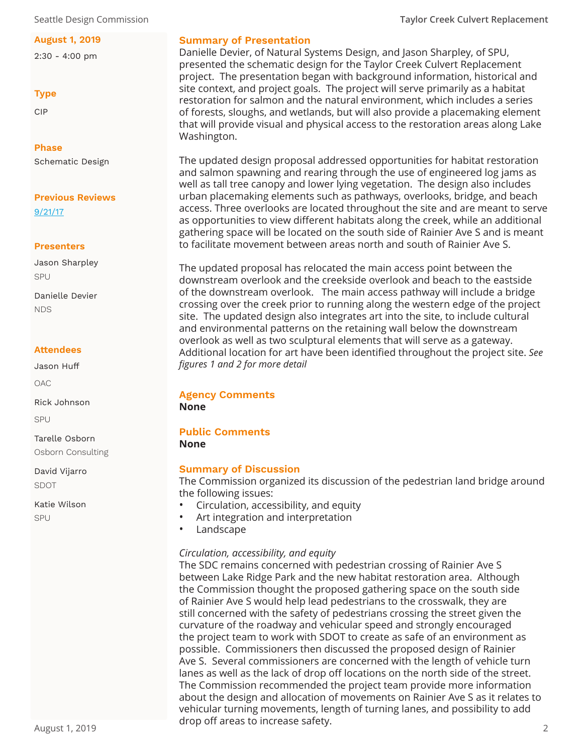**August 1, 2019**

2:30 - 4:00 pm

**Type**

CIP

**Phase**

Schematic Design

**Previous Reviews**

9/21/17

**Presenters**

Jason Sharpley
SPU

Danielle Devier
NDS

**Attendees**

Jason Huff
OAC

Rick Johnson
SPU

Tarelle Osborn
Osborn Consulting

David Vijarro
SDOT

Katie Wilson
SPU

## Summary of Presentation

Danielle Devier, of Natural Systems Design, and Jason Sharpley, of SPU, presented the schematic design for the Taylor Creek Culvert Replacement project. The presentation began with background information, historical and site context, and project goals. The project will serve primarily as a habitat restoration for salmon and the natural environment, which includes a series of forests, sloughs, and wetlands, but will also provide a placemaking element that will provide visual and physical access to the restoration areas along Lake Washington.

The updated design proposal addressed opportunities for habitat restoration and salmon spawning and rearing through the use of engineered log jams as well as tall tree canopy and lower lying vegetation. The design also includes urban placemaking elements such as pathways, overlooks, bridge, and beach access. Three overlooks are located throughout the site and are meant to serve as opportunities to view different habitats along the creek, while an additional gathering space will be located on the south side of Rainier Ave S and is meant to facilitate movement between areas north and south of Rainier Ave S.

The updated proposal has relocated the main access point between the downstream overlook and the creekside overlook and beach to the eastside of the downstream overlook. The main access pathway will include a bridge crossing over the creek prior to running along the western edge of the project site. The updated design also integrates art into the site, to include cultural and environmental patterns on the retaining wall below the downstream overlook as well as two sculptural elements that will serve as a gateway. Additional location for art have been identified throughout the project site. *See figures 1 and 2 for more detail*

## Agency Comments

**None**

## Public Comments

**None**

## Summary of Discussion

The Commission organized its discussion of the pedestrian land bridge around the following issues:

- Circulation, accessibility, and equity
- Art integration and interpretation
- Landscape

*Circulation, accessibility, and equity*

The SDC remains concerned with pedestrian crossing of Rainier Ave S between Lake Ridge Park and the new habitat restoration area. Although the Commission thought the proposed gathering space on the south side of Rainier Ave S would help lead pedestrians to the crosswalk, they are still concerned with the safety of pedestrians crossing the street given the curvature of the roadway and vehicular speed and strongly encouraged the project team to work with SDOT to create as safe of an environment as possible. Commissioners then discussed the proposed design of Rainier Ave S. Several commissioners are concerned with the length of vehicle turn lanes as well as the lack of drop off locations on the north side of the street. The Commission recommended the project team provide more information about the design and allocation of movements on Rainier Ave S as it relates to vehicular turning movements, length of turning lanes, and possibility to add drop off areas to increase safety.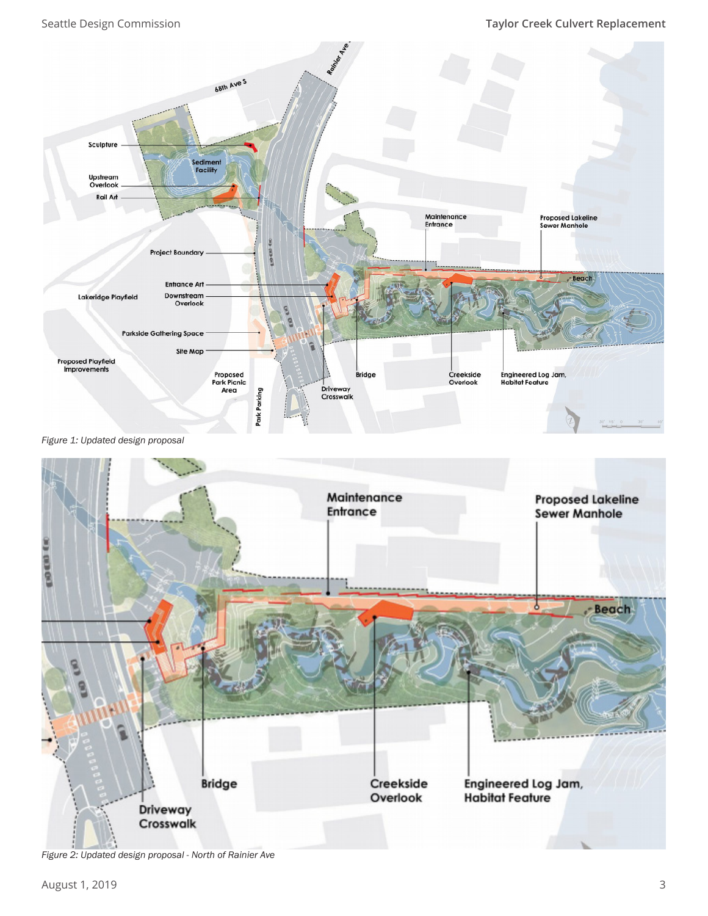Figure 1: Updated design proposal

Figure 2: Updated design proposal - North of Rainier Ave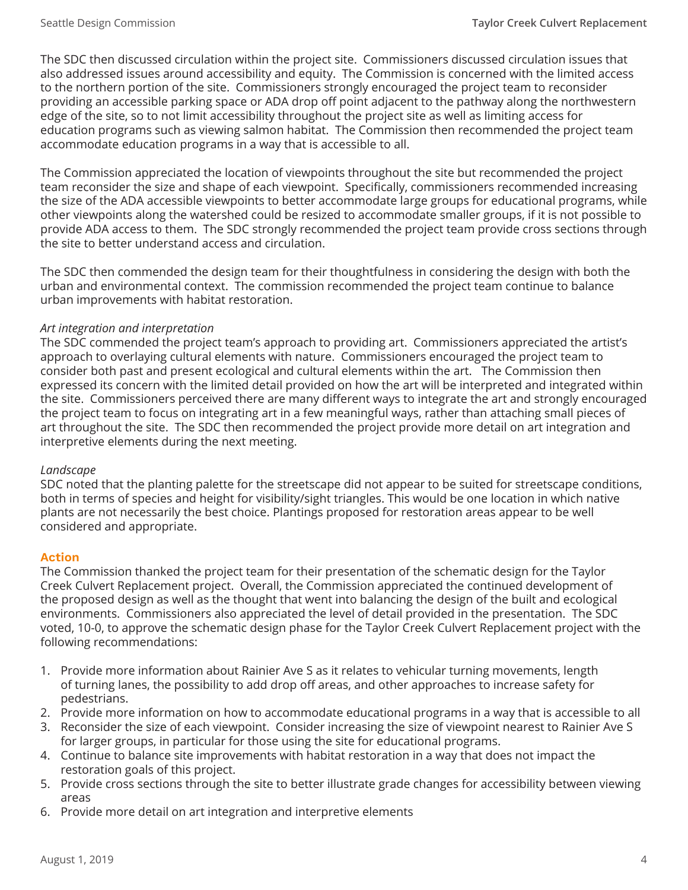The SDC then discussed circulation within the project site. Commissioners discussed circulation issues that also addressed issues around accessibility and equity. The Commission is concerned with the limited access to the northern portion of the site. Commissioners strongly encouraged the project team to reconsider providing an accessible parking space or ADA drop off point adjacent to the pathway along the northwestern edge of the site, so to not limit accessibility throughout the project site as well as limiting access for education programs such as viewing salmon habitat. The Commission then recommended the project team accommodate education programs in a way that is accessible to all.

The Commission appreciated the location of viewpoints throughout the site but recommended the project team reconsider the size and shape of each viewpoint. Specifically, commissioners recommended increasing the size of the ADA accessible viewpoints to better accommodate large groups for educational programs, while other viewpoints along the watershed could be resized to accommodate smaller groups, if it is not possible to provide ADA access to them. The SDC strongly recommended the project team provide cross sections through the site to better understand access and circulation.

The SDC then commended the design team for their thoughtfulness in considering the design with both the urban and environmental context. The commission recommended the project team continue to balance urban improvements with habitat restoration.

*Art integration and interpretation*

The SDC commended the project team's approach to providing art. Commissioners appreciated the artist's approach to overlaying cultural elements with nature. Commissioners encouraged the project team to consider both past and present ecological and cultural elements within the art. The Commission then expressed its concern with the limited detail provided on how the art will be interpreted and integrated within the site. Commissioners perceived there are many different ways to integrate the art and strongly encouraged the project team to focus on integrating art in a few meaningful ways, rather than attaching small pieces of art throughout the site. The SDC then recommended the project provide more detail on art integration and interpretive elements during the next meeting.

*Landscape*

SDC noted that the planting palette for the streetscape did not appear to be suited for streetscape conditions, both in terms of species and height for visibility/sight triangles. This would be one location in which native plants are not necessarily the best choice. Plantings proposed for restoration areas appear to be well considered and appropriate.

## Action

The Commission thanked the project team for their presentation of the schematic design for the Taylor Creek Culvert Replacement project. Overall, the Commission appreciated the continued development of the proposed design as well as the thought that went into balancing the design of the built and ecological environments. Commissioners also appreciated the level of detail provided in the presentation. The SDC voted, 10-0, to approve the schematic design phase for the Taylor Creek Culvert Replacement project with the following recommendations:

1. Provide more information about Rainier Ave S as it relates to vehicular turning movements, length of turning lanes, the possibility to add drop off areas, and other approaches to increase safety for pedestrians.
2. Provide more information on how to accommodate educational programs in a way that is accessible to all
3. Reconsider the size of each viewpoint. Consider increasing the size of viewpoint nearest to Rainier Ave S for larger groups, in particular for those using the site for educational programs.
4. Continue to balance site improvements with habitat restoration in a way that does not impact the restoration goals of this project.
5. Provide cross sections through the site to better illustrate grade changes for accessibility between viewing areas
6. Provide more detail on art integration and interpretive elements